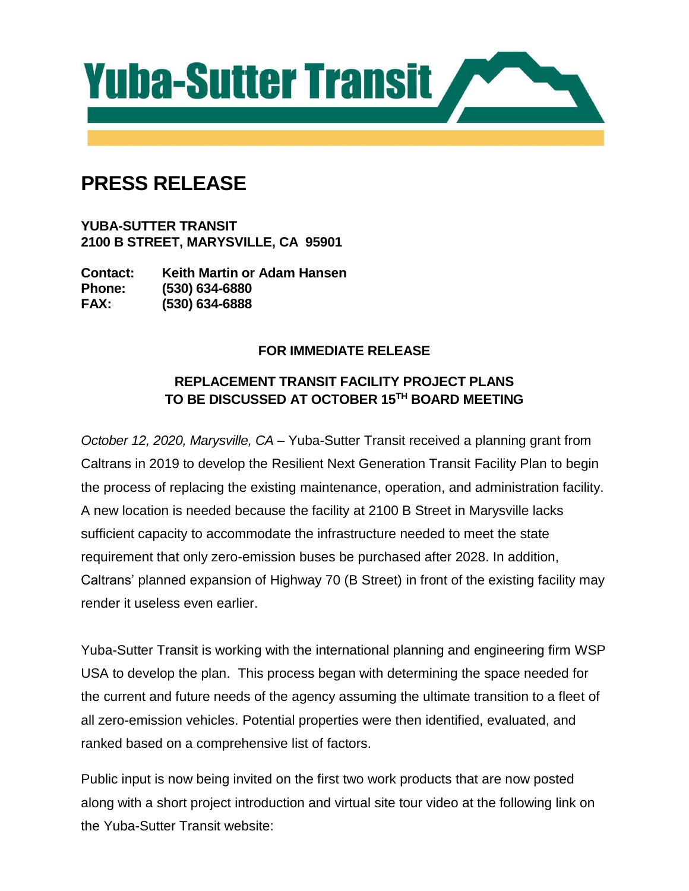Yuba-Sutter Transit

# PRESS RELEASE

**YUBA-SUTTER TRANSIT**
**2100 B STREET, MARYSVILLE, CA 95901**

**Contact:** **Keith Martin or Adam Hansen**
**Phone:** **(530) 634-6880**
**FAX:** **(530) 634-6888**

**FOR IMMEDIATE RELEASE**

**REPLACEMENT TRANSIT FACILITY PROJECT PLANS TO BE DISCUSSED AT OCTOBER 15TH BOARD MEETING**

*October 12, 2020, Marysville, CA* – Yuba-Sutter Transit received a planning grant from Caltrans in 2019 to develop the Resilient Next Generation Transit Facility Plan to begin the process of replacing the existing maintenance, operation, and administration facility. A new location is needed because the facility at 2100 B Street in Marysville lacks sufficient capacity to accommodate the infrastructure needed to meet the state requirement that only zero-emission buses be purchased after 2028. In addition, Caltrans' planned expansion of Highway 70 (B Street) in front of the existing facility may render it useless even earlier.

Yuba-Sutter Transit is working with the international planning and engineering firm WSP USA to develop the plan. This process began with determining the space needed for the current and future needs of the agency assuming the ultimate transition to a fleet of all zero-emission vehicles. Potential properties were then identified, evaluated, and ranked based on a comprehensive list of factors.

Public input is now being invited on the first two work products that are now posted along with a short project introduction and virtual site tour video at the following link on the Yuba-Sutter Transit website: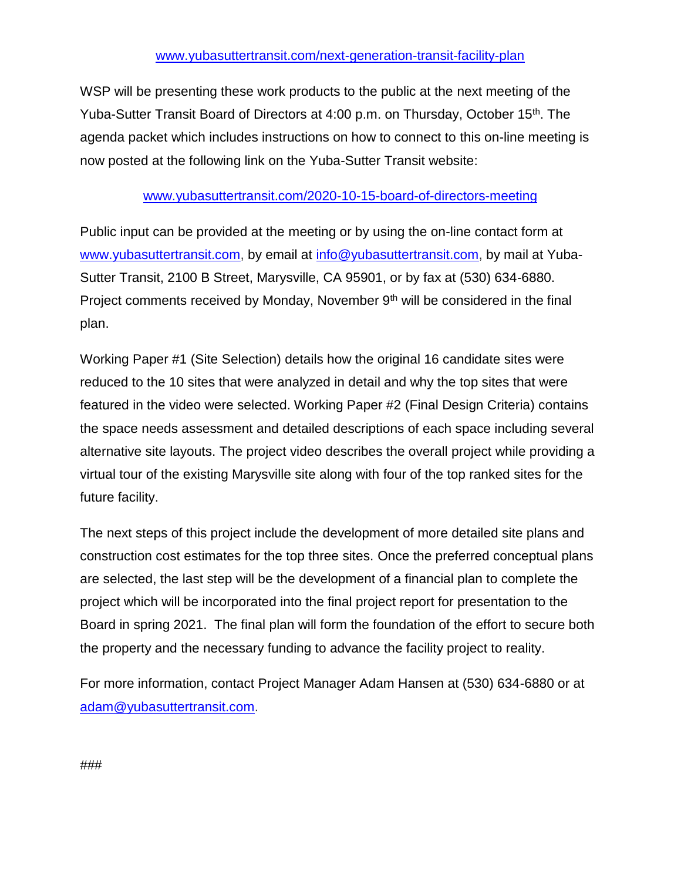www.yubasuttertransit.com/next-generation-transit-facility-plan

WSP will be presenting these work products to the public at the next meeting of the Yuba-Sutter Transit Board of Directors at 4:00 p.m. on Thursday, October 15th. The agenda packet which includes instructions on how to connect to this on-line meeting is now posted at the following link on the Yuba-Sutter Transit website:

www.yubasuttertransit.com/2020-10-15-board-of-directors-meeting

Public input can be provided at the meeting or by using the on-line contact form at www.yubasuttertransit.com, by email at info@yubasuttertransit.com, by mail at Yuba-Sutter Transit, 2100 B Street, Marysville, CA 95901, or by fax at (530) 634-6880. Project comments received by Monday, November 9th will be considered in the final plan.

Working Paper #1 (Site Selection) details how the original 16 candidate sites were reduced to the 10 sites that were analyzed in detail and why the top sites that were featured in the video were selected. Working Paper #2 (Final Design Criteria) contains the space needs assessment and detailed descriptions of each space including several alternative site layouts. The project video describes the overall project while providing a virtual tour of the existing Marysville site along with four of the top ranked sites for the future facility.

The next steps of this project include the development of more detailed site plans and construction cost estimates for the top three sites. Once the preferred conceptual plans are selected, the last step will be the development of a financial plan to complete the project which will be incorporated into the final project report for presentation to the Board in spring 2021. The final plan will form the foundation of the effort to secure both the property and the necessary funding to advance the facility project to reality.

For more information, contact Project Manager Adam Hansen at (530) 634-6880 or at adam@yubasuttertransit.com.

###